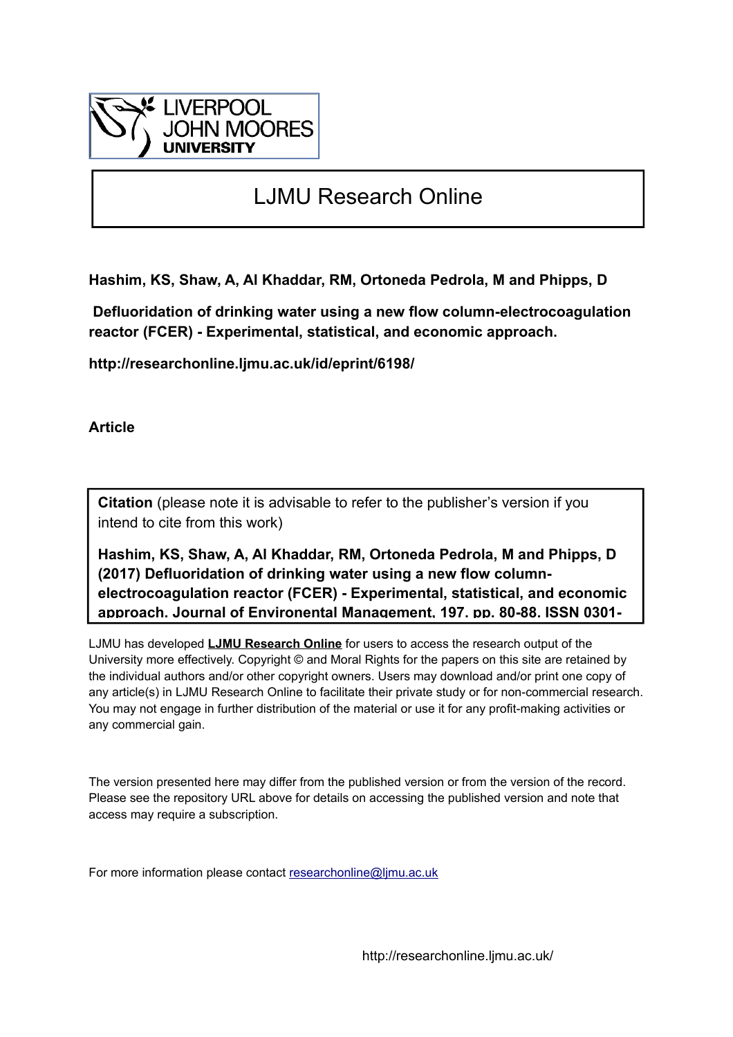LIVERPOOL JOHN MOORES UNIVERSITY

# LJMU Research Online

**Hashim, KS, Shaw, A, Al Khaddar, RM, Ortoneda Pedrola, M and Phipps, D**

**Defluoridation of drinking water using a new flow column-electrocoagulation reactor (FCER) - Experimental, statistical, and economic approach.**

**http://researchonline.ljmu.ac.uk/id/eprint/6198/**

**Article**

**Citation** (please note it is advisable to refer to the publisher's version if you intend to cite from this work)

**Hashim, KS, Shaw, A, Al Khaddar, RM, Ortoneda Pedrola, M and Phipps, D (2017) Defluoridation of drinking water using a new flow column-electrocoagulation reactor (FCER) - Experimental, statistical, and economic approach. Journal of Environental Management, 197. pp. 80-88. ISSN 0301-**

LJMU has developed **LJMU Research Online** for users to access the research output of the University more effectively. Copyright © and Moral Rights for the papers on this site are retained by the individual authors and/or other copyright owners. Users may download and/or print one copy of any article(s) in LJMU Research Online to facilitate their private study or for non-commercial research. You may not engage in further distribution of the material or use it for any profit-making activities or any commercial gain.

The version presented here may differ from the published version or from the version of the record. Please see the repository URL above for details on accessing the published version and note that access may require a subscription.

For more information please contact researchonline@ljmu.ac.uk

http://researchonline.ljmu.ac.uk/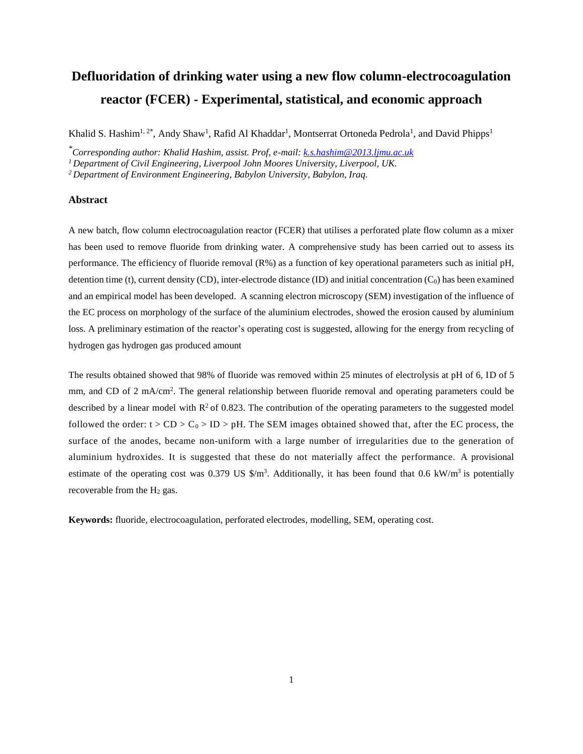# Defluoridation of drinking water using a new flow column-electrocoagulation reactor (FCER) - Experimental, statistical, and economic approach

Khalid S. Hashim[1, 2*], Andy Shaw[1], Rafid Al Khaddar[1], Montserrat Ortoneda Pedrola[1], and David Phipps[1]

*[*]Corresponding author: Khalid Hashim, assist. Prof, e-mail: k.s.hashim@2013.ljmu.ac.uk*

*[1] Department of Civil Engineering, Liverpool John Moores University, Liverpool, UK.*

*[2] Department of Environment Engineering, Babylon University, Babylon, Iraq.*

## Abstract

A new batch, flow column electrocoagulation reactor (FCER) that utilises a perforated plate flow column as a mixer has been used to remove fluoride from drinking water. A comprehensive study has been carried out to assess its performance. The efficiency of fluoride removal (R%) as a function of key operational parameters such as initial pH, detention time (t), current density (CD), inter-electrode distance (ID) and initial concentration ($C_0$) has been examined and an empirical model has been developed. A scanning electron microscopy (SEM) investigation of the influence of the EC process on morphology of the surface of the aluminium electrodes, showed the erosion caused by aluminium loss. A preliminary estimation of the reactor's operating cost is suggested, allowing for the energy from recycling of hydrogen gas hydrogen gas produced amount

The results obtained showed that 98% of fluoride was removed within 25 minutes of electrolysis at pH of 6, ID of 5 mm, and CD of 2 mA/cm$^2$. The general relationship between fluoride removal and operating parameters could be described by a linear model with $R^2$ of 0.823. The contribution of the operating parameters to the suggested model followed the order: $t > CD > C_0 > ID > pH$. The SEM images obtained showed that, after the EC process, the surface of the anodes, became non-uniform with a large number of irregularities due to the generation of aluminium hydroxides. It is suggested that these do not materially affect the performance. A provisional estimate of the operating cost was 0.379 US \$/m$^3$. Additionally, it has been found that 0.6 kW/m$^3$ is potentially recoverable from the $H_2$ gas.

**Keywords:** fluoride, electrocoagulation, perforated electrodes, modelling, SEM, operating cost.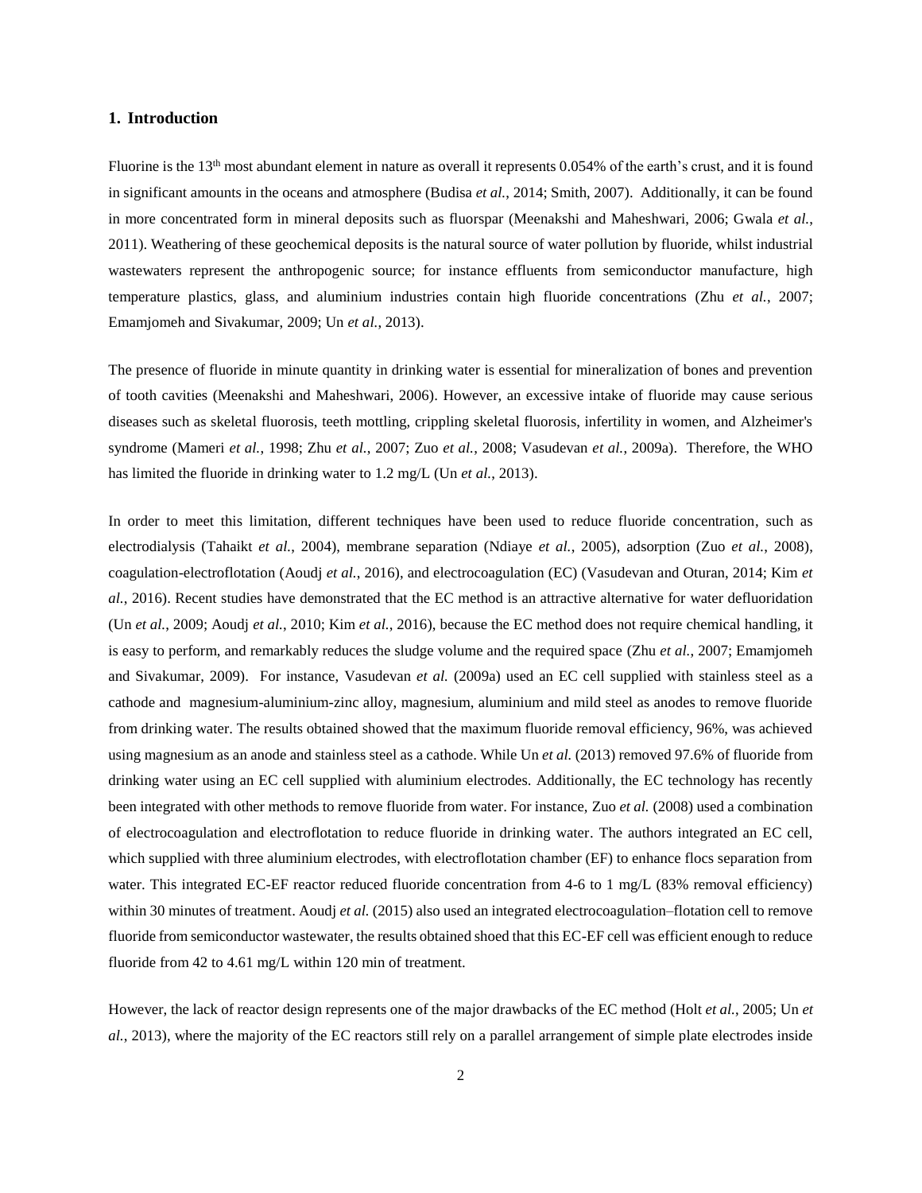## 1. Introduction

Fluorine is the 13th most abundant element in nature as overall it represents 0.054% of the earth's crust, and it is found in significant amounts in the oceans and atmosphere (Budisa *et al.*, 2014; Smith, 2007). Additionally, it can be found in more concentrated form in mineral deposits such as fluorspar (Meenakshi and Maheshwari, 2006; Gwala *et al.*, 2011). Weathering of these geochemical deposits is the natural source of water pollution by fluoride, whilst industrial wastewaters represent the anthropogenic source; for instance effluents from semiconductor manufacture, high temperature plastics, glass, and aluminium industries contain high fluoride concentrations (Zhu *et al.*, 2007; Emamjomeh and Sivakumar, 2009; Un *et al.*, 2013).

The presence of fluoride in minute quantity in drinking water is essential for mineralization of bones and prevention of tooth cavities (Meenakshi and Maheshwari, 2006). However, an excessive intake of fluoride may cause serious diseases such as skeletal fluorosis, teeth mottling, crippling skeletal fluorosis, infertility in women, and Alzheimer's syndrome (Mameri *et al.*, 1998; Zhu *et al.*, 2007; Zuo *et al.*, 2008; Vasudevan *et al.*, 2009a). Therefore, the WHO has limited the fluoride in drinking water to 1.2 mg/L (Un *et al.*, 2013).

In order to meet this limitation, different techniques have been used to reduce fluoride concentration, such as electrodialysis (Tahaikt *et al.*, 2004), membrane separation (Ndiaye *et al.*, 2005), adsorption (Zuo *et al.*, 2008), coagulation-electroflotation (Aoudj *et al.*, 2016), and electrocoagulation (EC) (Vasudevan and Oturan, 2014; Kim *et al.*, 2016). Recent studies have demonstrated that the EC method is an attractive alternative for water defluoridation (Un *et al.*, 2009; Aoudj *et al.*, 2010; Kim *et al.*, 2016), because the EC method does not require chemical handling, it is easy to perform, and remarkably reduces the sludge volume and the required space (Zhu *et al.*, 2007; Emamjomeh and Sivakumar, 2009). For instance, Vasudevan *et al.* (2009a) used an EC cell supplied with stainless steel as a cathode and magnesium-aluminium-zinc alloy, magnesium, aluminium and mild steel as anodes to remove fluoride from drinking water. The results obtained showed that the maximum fluoride removal efficiency, 96%, was achieved using magnesium as an anode and stainless steel as a cathode. While Un *et al.* (2013) removed 97.6% of fluoride from drinking water using an EC cell supplied with aluminium electrodes. Additionally, the EC technology has recently been integrated with other methods to remove fluoride from water. For instance, Zuo *et al.* (2008) used a combination of electrocoagulation and electroflotation to reduce fluoride in drinking water. The authors integrated an EC cell, which supplied with three aluminium electrodes, with electroflotation chamber (EF) to enhance flocs separation from water. This integrated EC-EF reactor reduced fluoride concentration from 4-6 to 1 mg/L (83% removal efficiency) within 30 minutes of treatment. Aoudj *et al.* (2015) also used an integrated electrocoagulation–flotation cell to remove fluoride from semiconductor wastewater, the results obtained shoed that this EC-EF cell was efficient enough to reduce fluoride from 42 to 4.61 mg/L within 120 min of treatment.

However, the lack of reactor design represents one of the major drawbacks of the EC method (Holt *et al.*, 2005; Un *et al.*, 2013), where the majority of the EC reactors still rely on a parallel arrangement of simple plate electrodes inside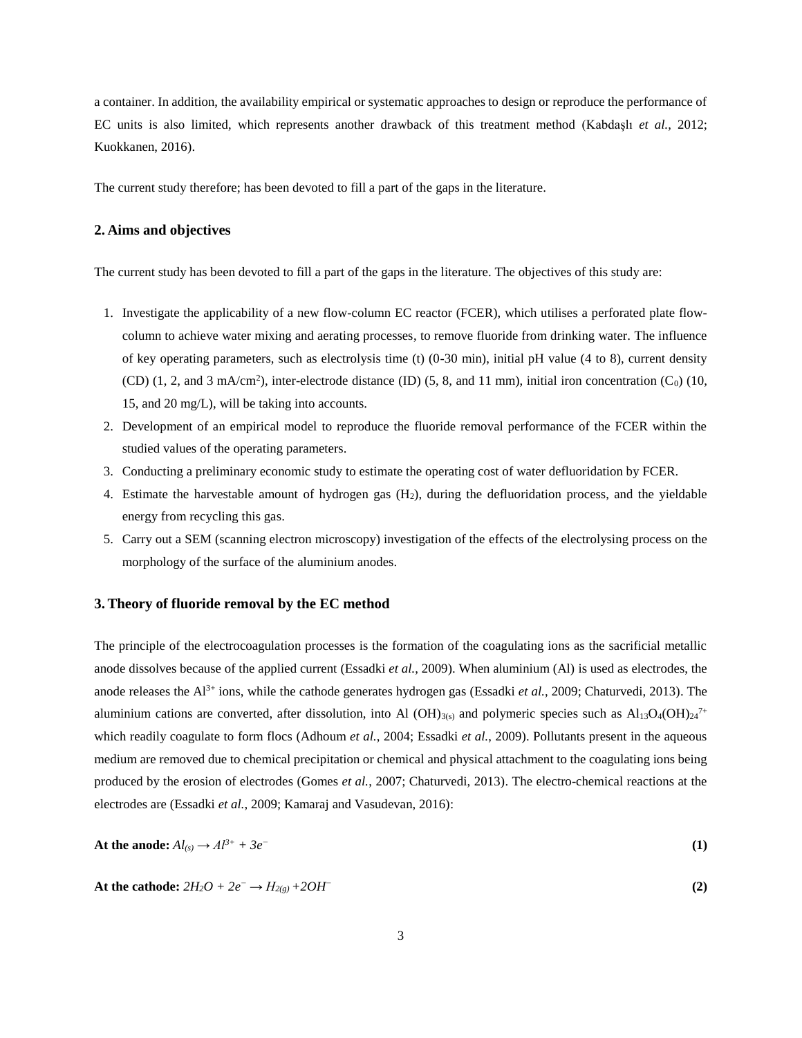a container. In addition, the availability empirical or systematic approaches to design or reproduce the performance of EC units is also limited, which represents another drawback of this treatment method (Kabdaşlı *et al.*, 2012; Kuokkanen, 2016).

The current study therefore; has been devoted to fill a part of the gaps in the literature.

## 2. Aims and objectives

The current study has been devoted to fill a part of the gaps in the literature. The objectives of this study are:

1. Investigate the applicability of a new flow-column EC reactor (FCER), which utilises a perforated plate flow-column to achieve water mixing and aerating processes, to remove fluoride from drinking water. The influence of key operating parameters, such as electrolysis time (t) (0-30 min), initial pH value (4 to 8), current density (CD) (1, 2, and 3 mA/cm$^2$), inter-electrode distance (ID) (5, 8, and 11 mm), initial iron concentration ($C_0$) (10, 15, and 20 mg/L), will be taking into accounts.
2. Development of an empirical model to reproduce the fluoride removal performance of the FCER within the studied values of the operating parameters.
3. Conducting a preliminary economic study to estimate the operating cost of water defluoridation by FCER.
4. Estimate the harvestable amount of hydrogen gas ($H_2$), during the defluoridation process, and the yieldable energy from recycling this gas.
5. Carry out a SEM (scanning electron microscopy) investigation of the effects of the electrolysing process on the morphology of the surface of the aluminium anodes.

## 3. Theory of fluoride removal by the EC method

The principle of the electrocoagulation processes is the formation of the coagulating ions as the sacrificial metallic anode dissolves because of the applied current (Essadki *et al.*, 2009). When aluminium (Al) is used as electrodes, the anode releases the $Al^{3+}$ ions, while the cathode generates hydrogen gas (Essadki *et al.*, 2009; Chaturvedi, 2013). The aluminium cations are converted, after dissolution, into $Al(OH)_{3(s)}$ and polymeric species such as $Al_{13}O_4(OH)_{24}^{7+}$ which readily coagulate to form flocs (Adhoum *et al.*, 2004; Essadki *et al.*, 2009). Pollutants present in the aqueous medium are removed due to chemical precipitation or chemical and physical attachment to the coagulating ions being produced by the erosion of electrodes (Gomes *et al.*, 2007; Chaturvedi, 2013). The electro-chemical reactions at the electrodes are (Essadki *et al.*, 2009; Kamaraj and Vasudevan, 2016):

**At the anode:** $Al_{(s)} \rightarrow Al^{3+} + 3e^-$ **(1)**

**At the cathode:** $2H_2O + 2e^- \rightarrow H_{2(g)} + 2OH^-$ **(2)**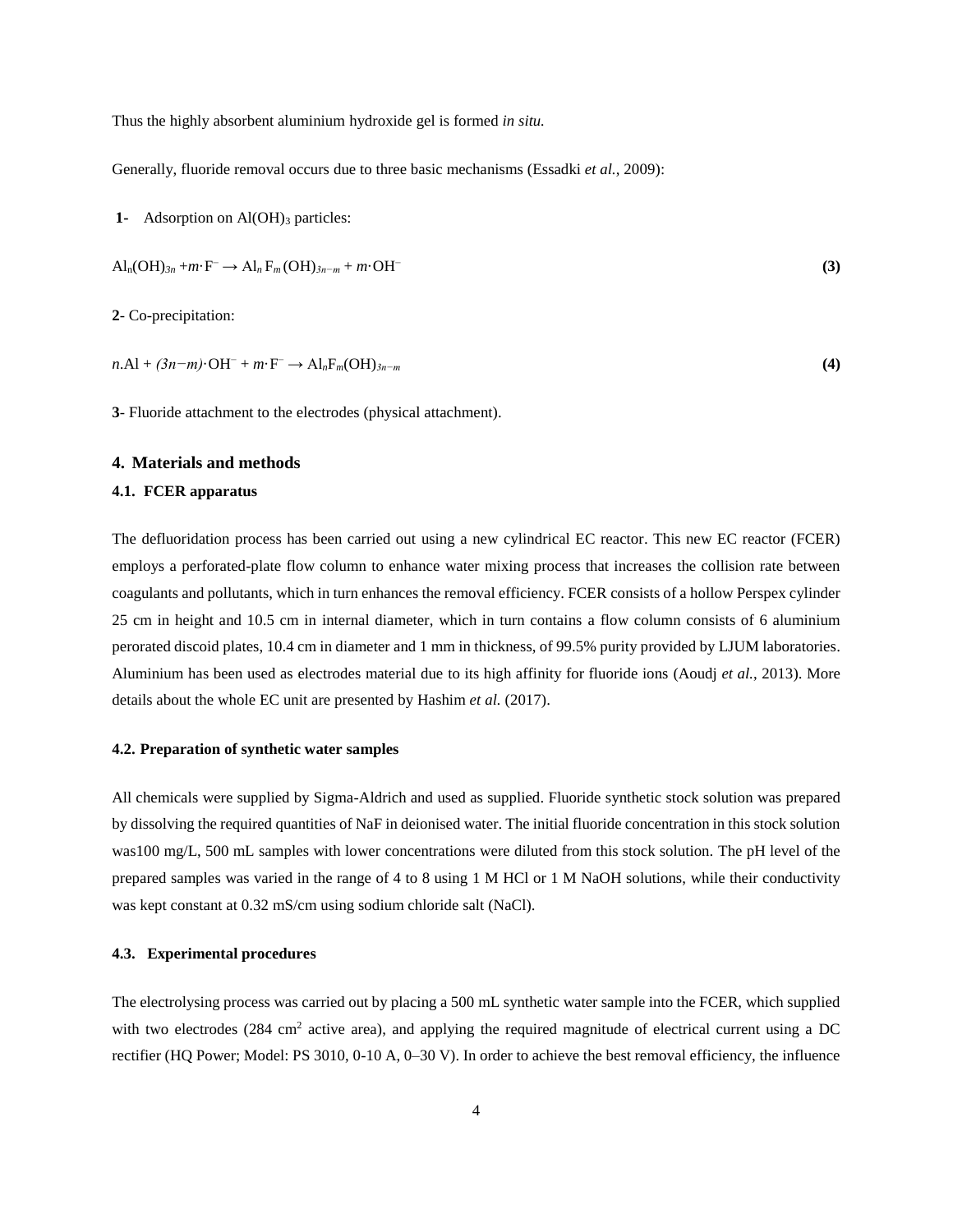Thus the highly absorbent aluminium hydroxide gel is formed *in situ.*

Generally, fluoride removal occurs due to three basic mechanisms (Essadki *et al.*, 2009):

**1-** Adsorption on $Al(OH)_3$ particles:

$$Al_n(OH)_{3n} + m \cdot F^- \rightarrow Al_n F_m (OH)_{3n-m} + m \cdot OH^- \quad \textbf{(3)}$$

**2**- Co-precipitation:

$$n.Al + (3n-m) \cdot OH^- + m \cdot F^- \rightarrow Al_n F_m (OH)_{3n-m} \quad \textbf{(4)}$$

**3**- Fluoride attachment to the electrodes (physical attachment).

## 4. Materials and methods

### 4.1. FCER apparatus

The defluoridation process has been carried out using a new cylindrical EC reactor. This new EC reactor (FCER) employs a perforated-plate flow column to enhance water mixing process that increases the collision rate between coagulants and pollutants, which in turn enhances the removal efficiency. FCER consists of a hollow Perspex cylinder 25 cm in height and 10.5 cm in internal diameter, which in turn contains a flow column consists of 6 aluminium perorated discoid plates, 10.4 cm in diameter and 1 mm in thickness, of 99.5% purity provided by LJUM laboratories. Aluminium has been used as electrodes material due to its high affinity for fluoride ions (Aoudj *et al.*, 2013). More details about the whole EC unit are presented by Hashim *et al.* (2017).

### 4.2. Preparation of synthetic water samples

All chemicals were supplied by Sigma-Aldrich and used as supplied. Fluoride synthetic stock solution was prepared by dissolving the required quantities of NaF in deionised water. The initial fluoride concentration in this stock solution was100 mg/L, 500 mL samples with lower concentrations were diluted from this stock solution. The pH level of the prepared samples was varied in the range of 4 to 8 using 1 M HCl or 1 M NaOH solutions, while their conductivity was kept constant at 0.32 mS/cm using sodium chloride salt (NaCl).

### 4.3. Experimental procedures

The electrolysing process was carried out by placing a 500 mL synthetic water sample into the FCER, which supplied with two electrodes (284 $cm^2$ active area), and applying the required magnitude of electrical current using a DC rectifier (HQ Power; Model: PS 3010, 0-10 A, 0–30 V). In order to achieve the best removal efficiency, the influence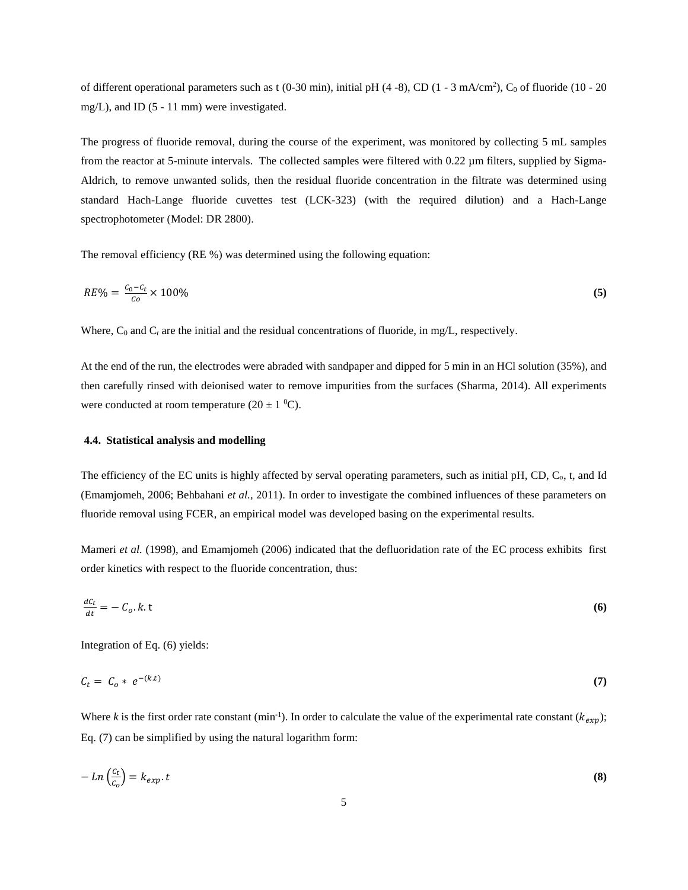of different operational parameters such as t (0-30 min), initial pH (4 -8), CD (1 - 3 mA/cm$^2$), $C_0$ of fluoride (10 - 20 mg/L), and ID (5 - 11 mm) were investigated.

The progress of fluoride removal, during the course of the experiment, was monitored by collecting 5 mL samples from the reactor at 5-minute intervals. The collected samples were filtered with 0.22 µm filters, supplied by Sigma-Aldrich, to remove unwanted solids, then the residual fluoride concentration in the filtrate was determined using standard Hach-Lange fluoride cuvettes test (LCK-323) (with the required dilution) and a Hach-Lange spectrophotometer (Model: DR 2800).

The removal efficiency (RE %) was determined using the following equation:

$$RE\% = \frac{C_0 - C_t}{Co} \times 100\% \quad \textbf{(5)}$$

Where, $C_0$ and $C_t$ are the initial and the residual concentrations of fluoride, in mg/L, respectively.

At the end of the run, the electrodes were abraded with sandpaper and dipped for 5 min in an HCl solution (35%), and then carefully rinsed with deionised water to remove impurities from the surfaces (Sharma, 2014). All experiments were conducted at room temperature (20 ± 1 $^0$C).

### 4.4. Statistical analysis and modelling

The efficiency of the EC units is highly affected by serval operating parameters, such as initial pH, CD, $C_o$, t, and Id (Emamjomeh, 2006; Behbahani *et al.*, 2011). In order to investigate the combined influences of these parameters on fluoride removal using FCER, an empirical model was developed basing on the experimental results.

Mameri *et al.* (1998), and Emamjomeh (2006) indicated that the defluoridation rate of the EC process exhibits first order kinetics with respect to the fluoride concentration, thus:

$$\frac{dC_t}{dt} = -\,C_o.k.\mathrm{t} \quad \textbf{(6)}$$

Integration of Eq. (6) yields:

$$C_t = C_o * e^{-(k.t)} \quad \textbf{(7)}$$

Where $k$ is the first order rate constant (min$^{-1}$). In order to calculate the value of the experimental rate constant ($k_{exp}$); Eq. (7) can be simplified by using the natural logarithm form:

$$-\,Ln\left(\frac{C_t}{C_o}\right) = k_{exp}.t \quad \textbf{(8)}$$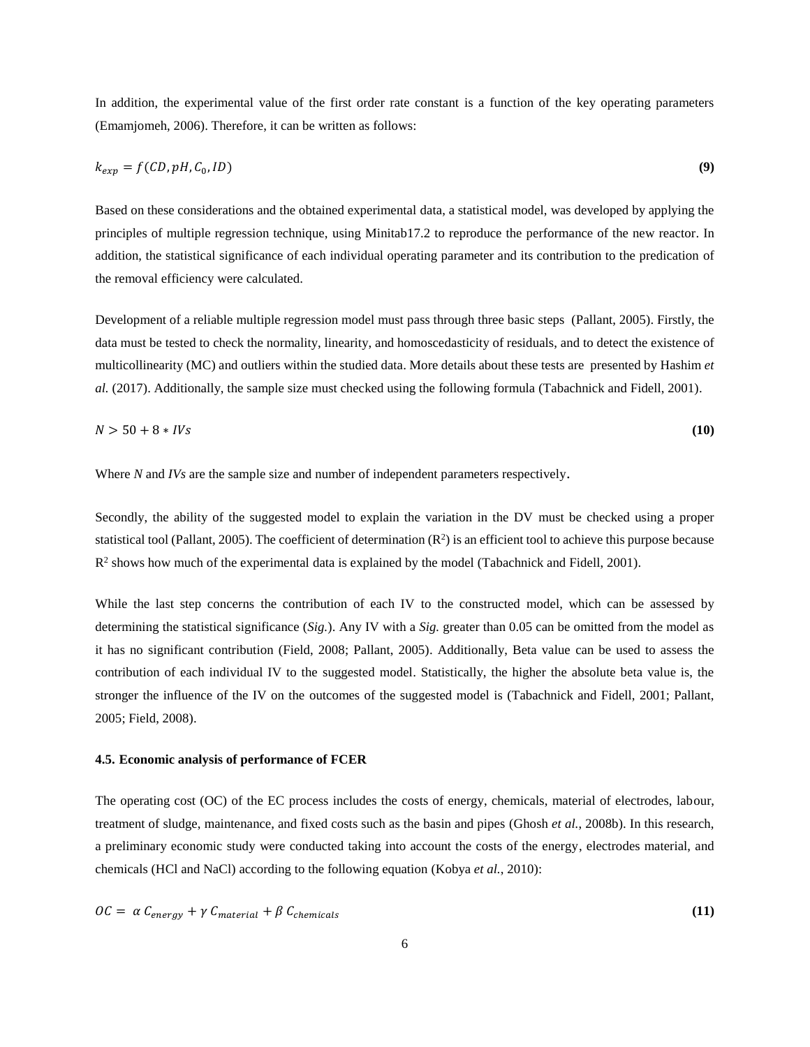In addition, the experimental value of the first order rate constant is a function of the key operating parameters (Emamjomeh, 2006). Therefore, it can be written as follows:

$$k_{exp} = f(CD, pH, C_0, ID) \tag{9}$$

Based on these considerations and the obtained experimental data, a statistical model, was developed by applying the principles of multiple regression technique, using Minitab17.2 to reproduce the performance of the new reactor. In addition, the statistical significance of each individual operating parameter and its contribution to the predication of the removal efficiency were calculated.

Development of a reliable multiple regression model must pass through three basic steps (Pallant, 2005). Firstly, the data must be tested to check the normality, linearity, and homoscedasticity of residuals, and to detect the existence of multicollinearity (MC) and outliers within the studied data. More details about these tests are presented by Hashim *et al.* (2017). Additionally, the sample size must checked using the following formula (Tabachnick and Fidell, 2001).

$$N > 50 + 8 * IVs \tag{10}$$

Where *N* and *IVs* are the sample size and number of independent parameters respectively.

Secondly, the ability of the suggested model to explain the variation in the DV must be checked using a proper statistical tool (Pallant, 2005). The coefficient of determination ($R^2$) is an efficient tool to achieve this purpose because $R^2$ shows how much of the experimental data is explained by the model (Tabachnick and Fidell, 2001).

While the last step concerns the contribution of each IV to the constructed model, which can be assessed by determining the statistical significance (*Sig.*). Any IV with a *Sig.* greater than 0.05 can be omitted from the model as it has no significant contribution (Field, 2008; Pallant, 2005). Additionally, Beta value can be used to assess the contribution of each individual IV to the suggested model. Statistically, the higher the absolute beta value is, the stronger the influence of the IV on the outcomes of the suggested model is (Tabachnick and Fidell, 2001; Pallant, 2005; Field, 2008).

### 4.5. Economic analysis of performance of FCER

The operating cost (OC) of the EC process includes the costs of energy, chemicals, material of electrodes, labour, treatment of sludge, maintenance, and fixed costs such as the basin and pipes (Ghosh *et al.*, 2008b). In this research, a preliminary economic study were conducted taking into account the costs of the energy, electrodes material, and chemicals (HCl and NaCl) according to the following equation (Kobya *et al.*, 2010):

$$OC = \alpha\, C_{energy} + \gamma\, C_{material} + \beta\, C_{chemicals} \tag{11}$$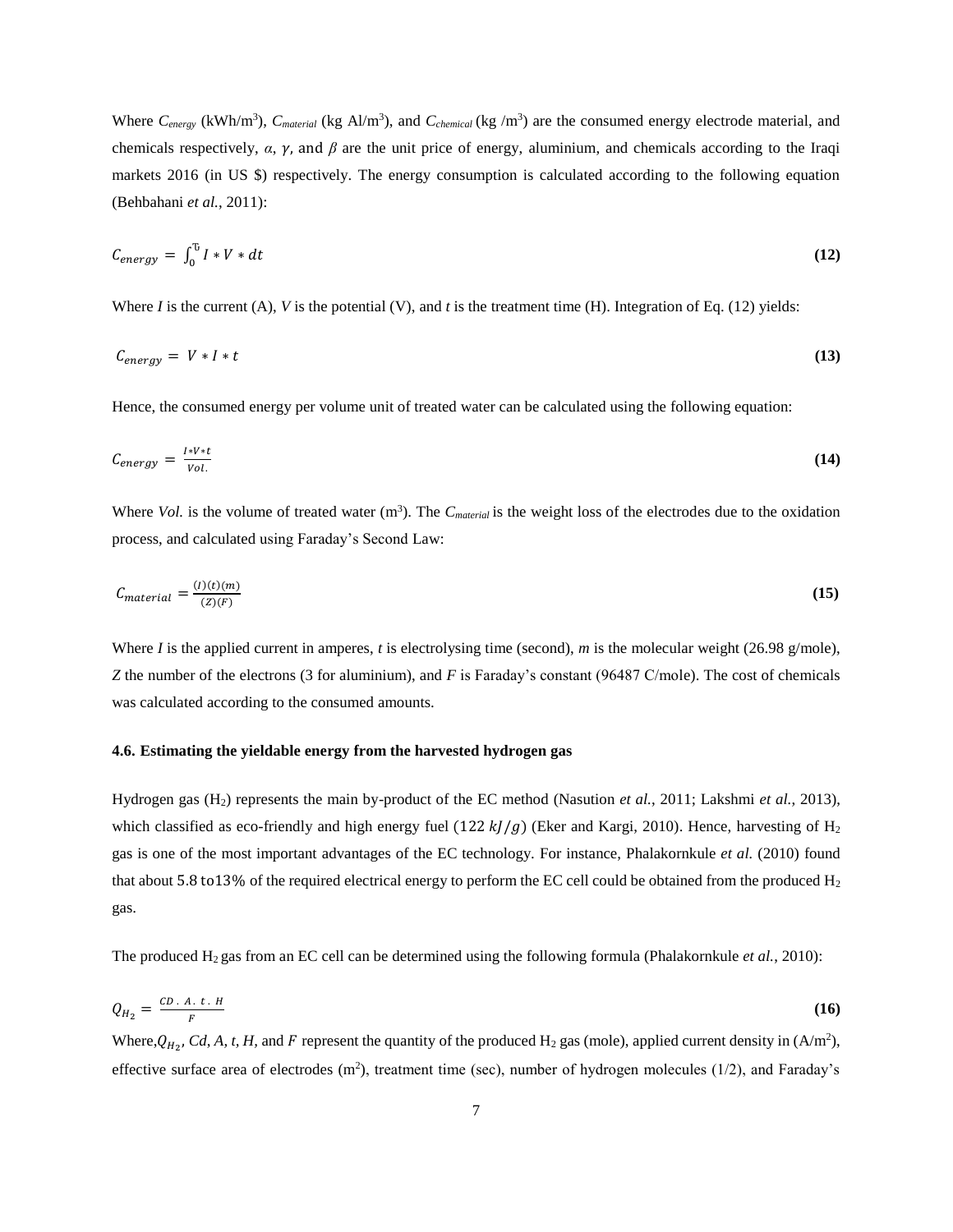Where $C_{energy}$ (kWh/m$^3$), $C_{material}$ (kg Al/m$^3$), and $C_{chemical}$ (kg /m$^3$) are the consumed energy electrode material, and chemicals respectively, $\alpha$, $\gamma$, and $\beta$ are the unit price of energy, aluminium, and chemicals according to the Iraqi markets 2016 (in US \$) respectively. The energy consumption is calculated according to the following equation (Behbahani *et al.*, 2011):

$$C_{energy} = \int_0^{t} I * V * dt \tag{12}$$

Where *I* is the current (A), *V* is the potential (V), and *t* is the treatment time (H). Integration of Eq. (12) yields:

$$C_{energy} = V * I * t \tag{13}$$

Hence, the consumed energy per volume unit of treated water can be calculated using the following equation:

$$C_{energy} = \frac{I * V * t}{Vol.} \tag{14}$$

Where *Vol.* is the volume of treated water (m$^3$). The $C_{material}$ is the weight loss of the electrodes due to the oxidation process, and calculated using Faraday's Second Law:

$$C_{material} = \frac{(I)(t)(m)}{(Z)(F)} \tag{15}$$

Where *I* is the applied current in amperes, *t* is electrolysing time (second), *m* is the molecular weight (26.98 g/mole), *Z* the number of the electrons (3 for aluminium), and *F* is Faraday's constant (96487 C/mole). The cost of chemicals was calculated according to the consumed amounts.

#### 4.6. Estimating the yieldable energy from the harvested hydrogen gas

Hydrogen gas ($H_2$) represents the main by-product of the EC method (Nasution *et al.*, 2011; Lakshmi *et al.*, 2013), which classified as eco-friendly and high energy fuel ($122\ kJ/g$) (Eker and Kargi, 2010). Hence, harvesting of $H_2$ gas is one of the most important advantages of the EC technology. For instance, Phalakornkule *et al.* (2010) found that about 5.8 to13% of the required electrical energy to perform the EC cell could be obtained from the produced $H_2$ gas.

The produced $H_2$ gas from an EC cell can be determined using the following formula (Phalakornkule *et al.*, 2010):

$$Q_{H_2} = \frac{CD\ .\ A\ .\ t\ .\ H}{F} \tag{16}$$

Where, $Q_{H_2}$, *Cd*, *A*, *t*, *H*, and *F* represent the quantity of the produced $H_2$ gas (mole), applied current density in (A/m$^2$), effective surface area of electrodes (m$^2$), treatment time (sec), number of hydrogen molecules (1/2), and Faraday's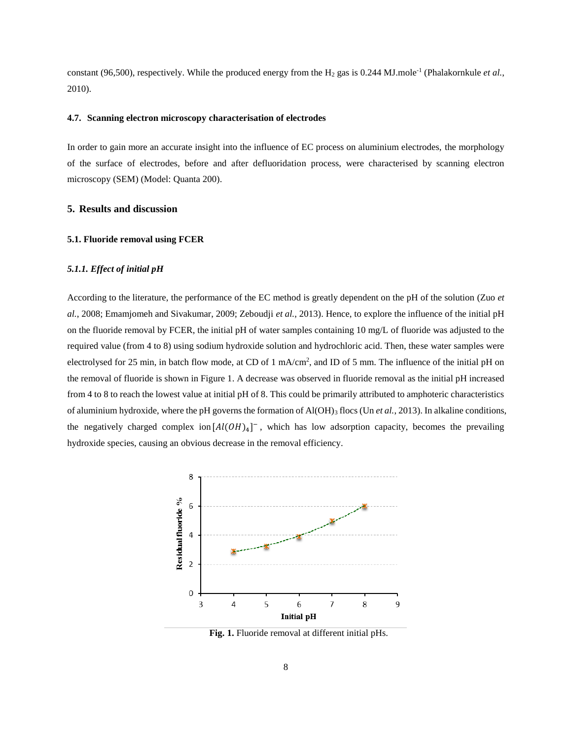constant (96,500), respectively. While the produced energy from the $H_2$ gas is 0.244 $MJ.mole^{-1}$ (Phalakornkule *et al.*, 2010).

#### 4.7. Scanning electron microscopy characterisation of electrodes

In order to gain more an accurate insight into the influence of EC process on aluminium electrodes, the morphology of the surface of electrodes, before and after defluoridation process, were characterised by scanning electron microscopy (SEM) (Model: Quanta 200).

## 5. Results and discussion

### 5.1. Fluoride removal using FCER

#### *5.1.1. Effect of initial pH*

According to the literature, the performance of the EC method is greatly dependent on the pH of the solution (Zuo *et al.*, 2008; Emamjomeh and Sivakumar, 2009; Zeboudji *et al.*, 2013). Hence, to explore the influence of the initial pH on the fluoride removal by FCER, the initial pH of water samples containing 10 mg/L of fluoride was adjusted to the required value (from 4 to 8) using sodium hydroxide solution and hydrochloric acid. Then, these water samples were electrolysed for 25 min, in batch flow mode, at CD of 1 $mA/cm^2$, and ID of 5 mm. The influence of the initial pH on the removal of fluoride is shown in Figure 1. A decrease was observed in fluoride removal as the initial pH increased from 4 to 8 to reach the lowest value at initial pH of 8. This could be primarily attributed to amphoteric characteristics of aluminium hydroxide, where the pH governs the formation of $Al(OH)_3$ flocs (Un *et al.*, 2013). In alkaline conditions, the negatively charged complex ion $[Al(OH)_4]^-$, which has low adsorption capacity, becomes the prevailing hydroxide species, causing an obvious decrease in the removal efficiency.

**Fig. 1.** Fluoride removal at different initial pHs.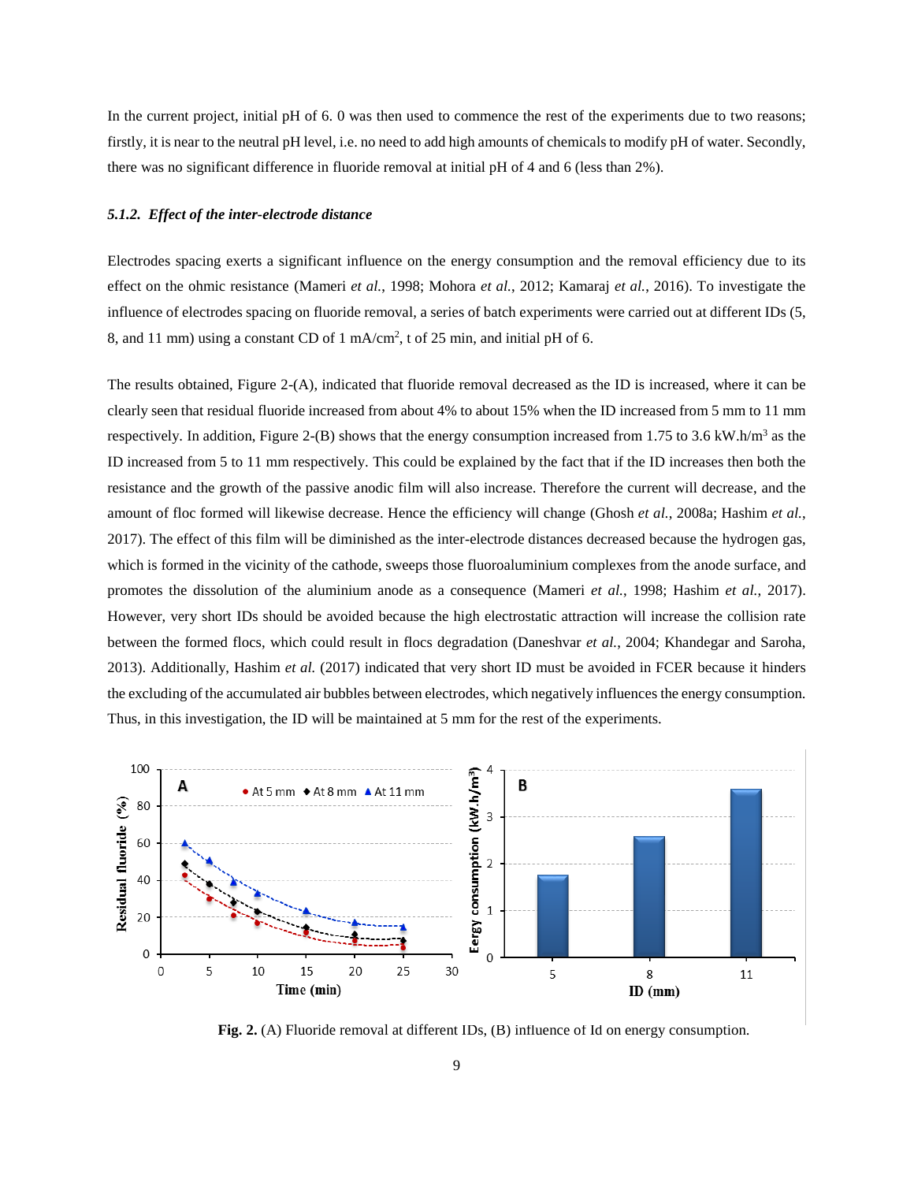In the current project, initial pH of 6. 0 was then used to commence the rest of the experiments due to two reasons; firstly, it is near to the neutral pH level, i.e. no need to add high amounts of chemicals to modify pH of water. Secondly, there was no significant difference in fluoride removal at initial pH of 4 and 6 (less than 2%).

#### *5.1.2. Effect of the inter-electrode distance*

Electrodes spacing exerts a significant influence on the energy consumption and the removal efficiency due to its effect on the ohmic resistance (Mameri *et al.*, 1998; Mohora *et al.*, 2012; Kamaraj *et al.*, 2016). To investigate the influence of electrodes spacing on fluoride removal, a series of batch experiments were carried out at different IDs (5, 8, and 11 mm) using a constant CD of 1 mA/cm$^2$, t of 25 min, and initial pH of 6.

The results obtained, Figure 2-(A), indicated that fluoride removal decreased as the ID is increased, where it can be clearly seen that residual fluoride increased from about 4% to about 15% when the ID increased from 5 mm to 11 mm respectively. In addition, Figure 2-(B) shows that the energy consumption increased from 1.75 to 3.6 kW.h/m$^3$ as the ID increased from 5 to 11 mm respectively. This could be explained by the fact that if the ID increases then both the resistance and the growth of the passive anodic film will also increase. Therefore the current will decrease, and the amount of floc formed will likewise decrease. Hence the efficiency will change (Ghosh *et al.*, 2008a; Hashim *et al.*, 2017). The effect of this film will be diminished as the inter-electrode distances decreased because the hydrogen gas, which is formed in the vicinity of the cathode, sweeps those fluoroaluminium complexes from the anode surface, and promotes the dissolution of the aluminium anode as a consequence (Mameri *et al.*, 1998; Hashim *et al.*, 2017). However, very short IDs should be avoided because the high electrostatic attraction will increase the collision rate between the formed flocs, which could result in flocs degradation (Daneshvar *et al.*, 2004; Khandegar and Saroha, 2013). Additionally, Hashim *et al.* (2017) indicated that very short ID must be avoided in FCER because it hinders the excluding of the accumulated air bubbles between electrodes, which negatively influences the energy consumption. Thus, in this investigation, the ID will be maintained at 5 mm for the rest of the experiments.

**Fig. 2.** (A) Fluoride removal at different IDs, (B) influence of Id on energy consumption.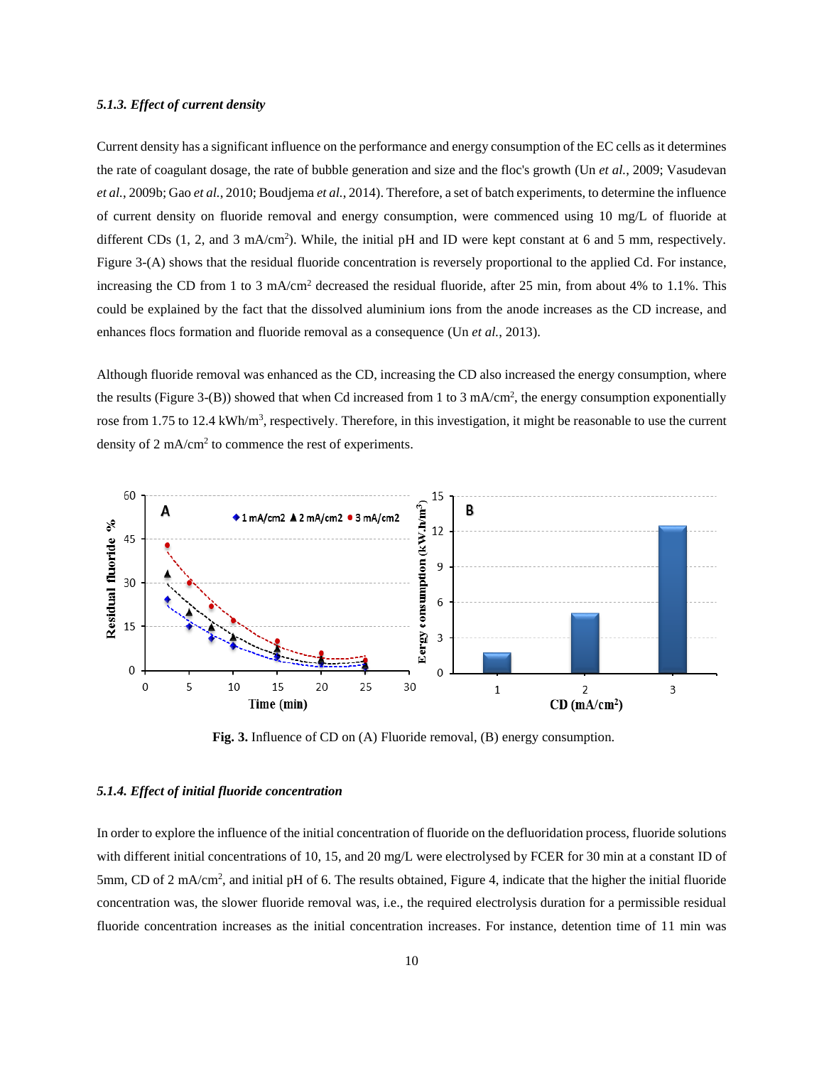#### *5.1.3. Effect of current density*

Current density has a significant influence on the performance and energy consumption of the EC cells as it determines the rate of coagulant dosage, the rate of bubble generation and size and the floc's growth (Un *et al.*, 2009; Vasudevan *et al.*, 2009b; Gao *et al.*, 2010; Boudjema *et al.*, 2014). Therefore, a set of batch experiments, to determine the influence of current density on fluoride removal and energy consumption, were commenced using 10 mg/L of fluoride at different CDs (1, 2, and 3 mA/cm$^2$). While, the initial pH and ID were kept constant at 6 and 5 mm, respectively. Figure 3-(A) shows that the residual fluoride concentration is reversely proportional to the applied Cd. For instance, increasing the CD from 1 to 3 mA/cm$^2$ decreased the residual fluoride, after 25 min, from about 4% to 1.1%. This could be explained by the fact that the dissolved aluminium ions from the anode increases as the CD increase, and enhances flocs formation and fluoride removal as a consequence (Un *et al.*, 2013).

Although fluoride removal was enhanced as the CD, increasing the CD also increased the energy consumption, where the results (Figure 3-(B)) showed that when Cd increased from 1 to 3 mA/cm$^2$, the energy consumption exponentially rose from 1.75 to 12.4 kWh/m$^3$, respectively. Therefore, in this investigation, it might be reasonable to use the current density of 2 mA/cm$^2$ to commence the rest of experiments.

**Fig. 3.** Influence of CD on (A) Fluoride removal, (B) energy consumption.

#### *5.1.4. Effect of initial fluoride concentration*

In order to explore the influence of the initial concentration of fluoride on the defluoridation process, fluoride solutions with different initial concentrations of 10, 15, and 20 mg/L were electrolysed by FCER for 30 min at a constant ID of 5mm, CD of 2 mA/cm$^2$, and initial pH of 6. The results obtained, Figure 4, indicate that the higher the initial fluoride concentration was, the slower fluoride removal was, i.e., the required electrolysis duration for a permissible residual fluoride concentration increases as the initial concentration increases. For instance, detention time of 11 min was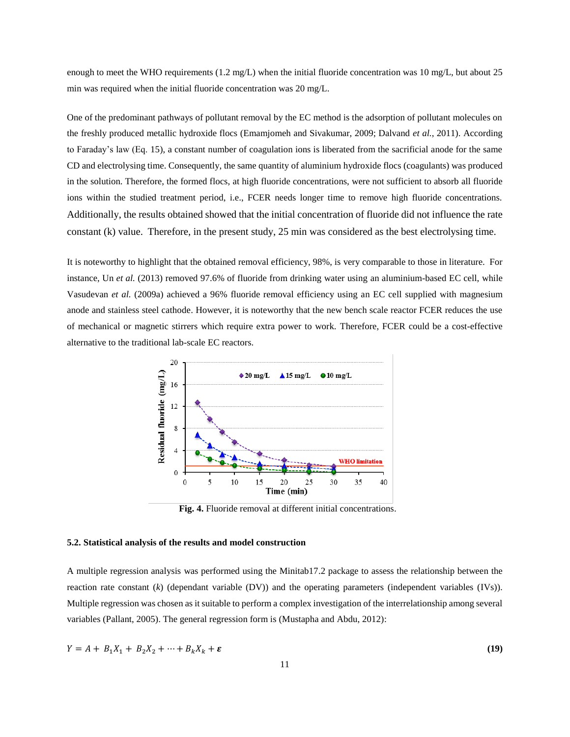enough to meet the WHO requirements (1.2 mg/L) when the initial fluoride concentration was 10 mg/L, but about 25 min was required when the initial fluoride concentration was 20 mg/L.

One of the predominant pathways of pollutant removal by the EC method is the adsorption of pollutant molecules on the freshly produced metallic hydroxide flocs (Emamjomeh and Sivakumar, 2009; Dalvand *et al.*, 2011). According to Faraday's law (Eq. 15), a constant number of coagulation ions is liberated from the sacrificial anode for the same CD and electrolysing time. Consequently, the same quantity of aluminium hydroxide flocs (coagulants) was produced in the solution. Therefore, the formed flocs, at high fluoride concentrations, were not sufficient to absorb all fluoride ions within the studied treatment period, i.e., FCER needs longer time to remove high fluoride concentrations. Additionally, the results obtained showed that the initial concentration of fluoride did not influence the rate constant (k) value. Therefore, in the present study, 25 min was considered as the best electrolysing time.

It is noteworthy to highlight that the obtained removal efficiency, 98%, is very comparable to those in literature. For instance, Un *et al.* (2013) removed 97.6% of fluoride from drinking water using an aluminium-based EC cell, while Vasudevan *et al.* (2009a) achieved a 96% fluoride removal efficiency using an EC cell supplied with magnesium anode and stainless steel cathode. However, it is noteworthy that the new bench scale reactor FCER reduces the use of mechanical or magnetic stirrers which require extra power to work. Therefore, FCER could be a cost-effective alternative to the traditional lab-scale EC reactors.

**Fig. 4.** Fluoride removal at different initial concentrations.

### 5.2. Statistical analysis of the results and model construction

A multiple regression analysis was performed using the Minitab17.2 package to assess the relationship between the reaction rate constant (*k*) (dependant variable (DV)) and the operating parameters (independent variables (IVs)). Multiple regression was chosen as it suitable to perform a complex investigation of the interrelationship among several variables (Pallant, 2005). The general regression form is (Mustapha and Abdu, 2012):

$$Y = A + B_1X_1 + B_2X_2 + \cdots + B_kX_k + \boldsymbol{\varepsilon} \qquad \textbf{(19)}$$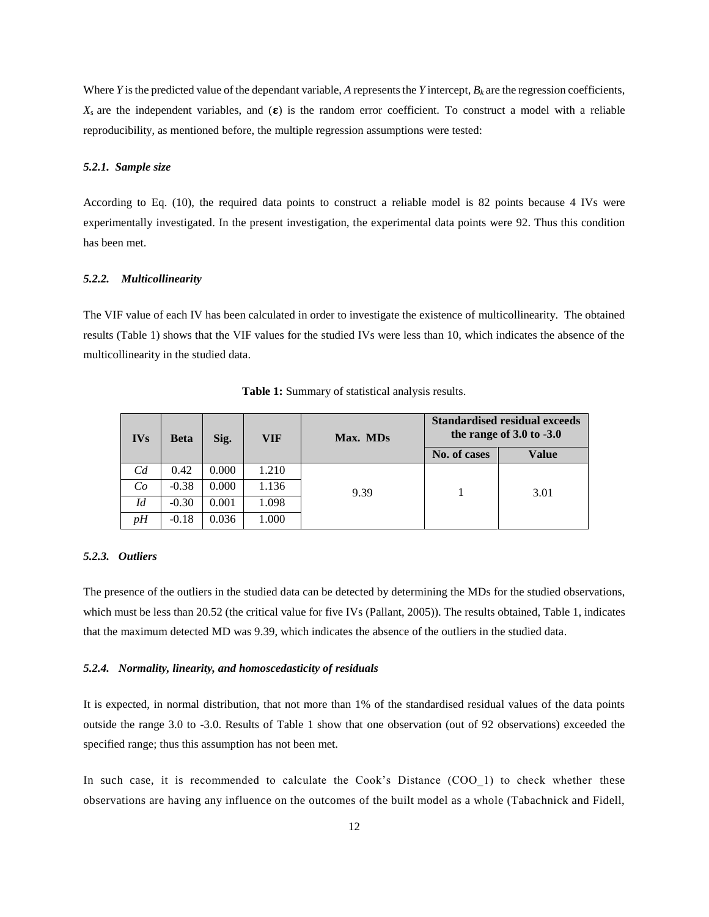Where $Y$ is the predicted value of the dependant variable, $A$ represents the $Y$ intercept, $B_k$ are the regression coefficients, $X_s$ are the independent variables, and ($\boldsymbol{\varepsilon}$) is the random error coefficient. To construct a model with a reliable reproducibility, as mentioned before, the multiple regression assumptions were tested:

#### *5.2.1. Sample size*

According to Eq. (10), the required data points to construct a reliable model is 82 points because 4 IVs were experimentally investigated. In the present investigation, the experimental data points were 92. Thus this condition has been met.

#### *5.2.2. Multicollinearity*

The VIF value of each IV has been calculated in order to investigate the existence of multicollinearity. The obtained results (Table 1) shows that the VIF values for the studied IVs were less than 10, which indicates the absence of the multicollinearity in the studied data.

**Table 1:** Summary of statistical analysis results.

| IVs | Beta | Sig. | VIF | Max. MDs | Standardised residual exceeds the range of 3.0 to -3.0 | |
|---|---|---|---|---|---|---|
| | | | | | No. of cases | Value |
| *Cd* | 0.42 | 0.000 | 1.210 | 9.39 | 1 | 3.01 |
| *Co* | -0.38 | 0.000 | 1.136 | | | |
| *Id* | -0.30 | 0.001 | 1.098 | | | |
| *pH* | -0.18 | 0.036 | 1.000 | | | |

#### *5.2.3. Outliers*

The presence of the outliers in the studied data can be detected by determining the MDs for the studied observations, which must be less than 20.52 (the critical value for five IVs (Pallant, 2005)). The results obtained, Table 1, indicates that the maximum detected MD was 9.39, which indicates the absence of the outliers in the studied data.

#### *5.2.4. Normality, linearity, and homoscedasticity of residuals*

It is expected, in normal distribution, that not more than 1% of the standardised residual values of the data points outside the range 3.0 to -3.0. Results of Table 1 show that one observation (out of 92 observations) exceeded the specified range; thus this assumption has not been met.

In such case, it is recommended to calculate the Cook's Distance (COO_1) to check whether these observations are having any influence on the outcomes of the built model as a whole (Tabachnick and Fidell,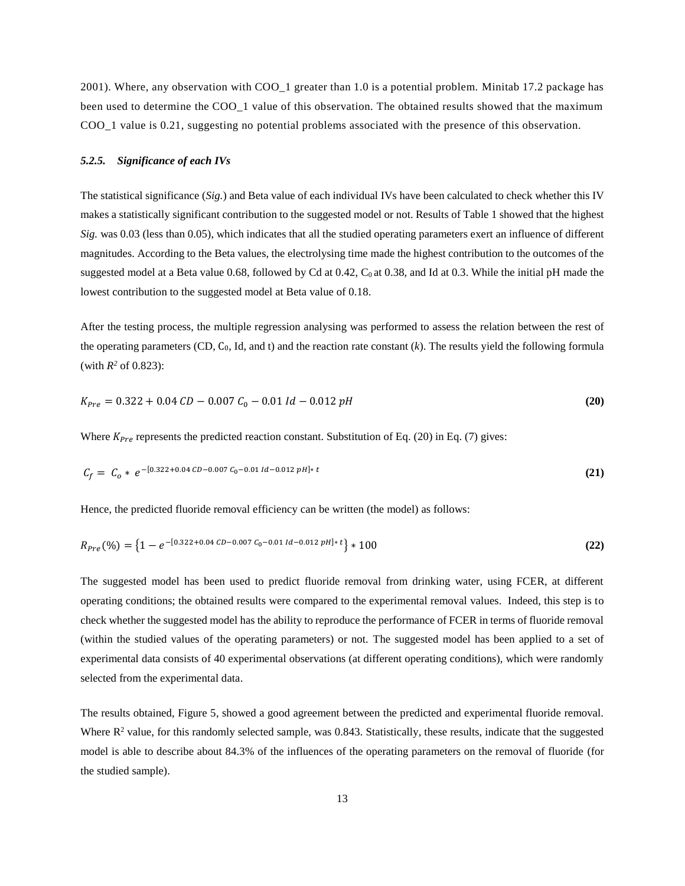2001). Where, any observation with COO_1 greater than 1.0 is a potential problem. Minitab 17.2 package has been used to determine the COO_1 value of this observation. The obtained results showed that the maximum COO_1 value is 0.21, suggesting no potential problems associated with the presence of this observation.

#### *5.2.5. Significance of each IVs*

The statistical significance (*Sig.*) and Beta value of each individual IVs have been calculated to check whether this IV makes a statistically significant contribution to the suggested model or not. Results of Table 1 showed that the highest *Sig.* was 0.03 (less than 0.05), which indicates that all the studied operating parameters exert an influence of different magnitudes. According to the Beta values, the electrolysing time made the highest contribution to the outcomes of the suggested model at a Beta value 0.68, followed by Cd at 0.42, $C_0$ at 0.38, and Id at 0.3. While the initial pH made the lowest contribution to the suggested model at Beta value of 0.18.

After the testing process, the multiple regression analysing was performed to assess the relation between the rest of the operating parameters (CD, $C_0$, Id, and t) and the reaction rate constant (*k*). The results yield the following formula (with $R^2$ of 0.823):

$$K_{Pre} = 0.322 + 0.04\,CD - 0.007\,C_0 - 0.01\,Id - 0.012\,pH \tag{20}$$

Where $K_{Pre}$ represents the predicted reaction constant. Substitution of Eq. (20) in Eq. (7) gives:

$$C_f = C_o * e^{-[0.322+0.04\,CD-0.007\,C_0-0.01\,Id-0.012\,pH]*\,t} \tag{21}$$

Hence, the predicted fluoride removal efficiency can be written (the model) as follows:

$$R_{Pre}(\%) = \left\{1 - e^{-[0.322+0.04\,CD-0.007\,C_0-0.01\,Id-0.012\,pH]*\,t}\right\} * 100 \tag{22}$$

The suggested model has been used to predict fluoride removal from drinking water, using FCER, at different operating conditions; the obtained results were compared to the experimental removal values. Indeed, this step is to check whether the suggested model has the ability to reproduce the performance of FCER in terms of fluoride removal (within the studied values of the operating parameters) or not. The suggested model has been applied to a set of experimental data consists of 40 experimental observations (at different operating conditions), which were randomly selected from the experimental data.

The results obtained, Figure 5, showed a good agreement between the predicted and experimental fluoride removal. Where $R^2$ value, for this randomly selected sample, was 0.843. Statistically, these results, indicate that the suggested model is able to describe about 84.3% of the influences of the operating parameters on the removal of fluoride (for the studied sample).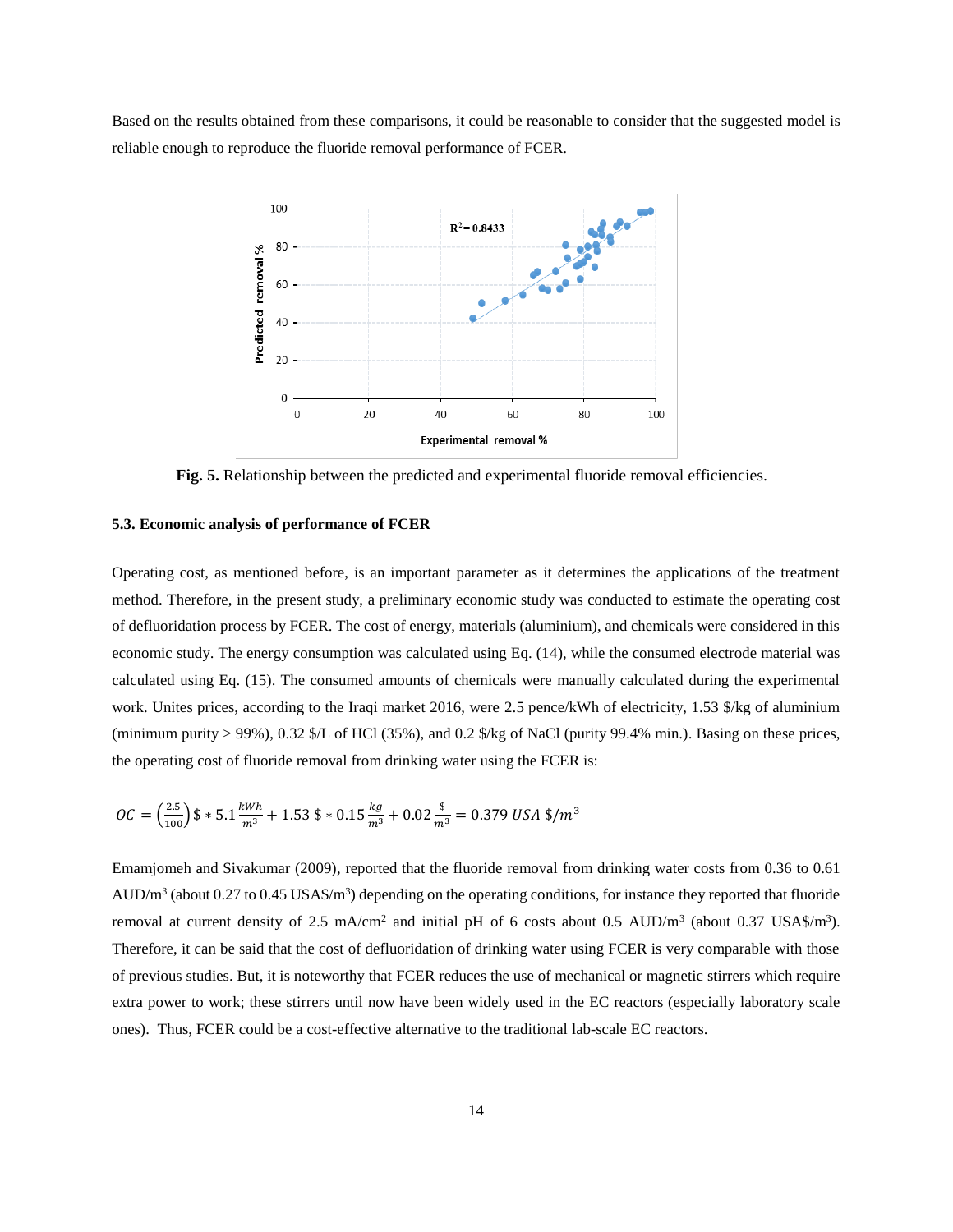Based on the results obtained from these comparisons, it could be reasonable to consider that the suggested model is reliable enough to reproduce the fluoride removal performance of FCER.

**Fig. 5.** Relationship between the predicted and experimental fluoride removal efficiencies.

### 5.3. Economic analysis of performance of FCER

Operating cost, as mentioned before, is an important parameter as it determines the applications of the treatment method. Therefore, in the present study, a preliminary economic study was conducted to estimate the operating cost of defluoridation process by FCER. The cost of energy, materials (aluminium), and chemicals were considered in this economic study. The energy consumption was calculated using Eq. (14), while the consumed electrode material was calculated using Eq. (15). The consumed amounts of chemicals were manually calculated during the experimental work. Unites prices, according to the Iraqi market 2016, were 2.5 pence/kWh of electricity, 1.53 $/kg of aluminium (minimum purity > 99%), 0.32 $/L of HCl (35%), and 0.2 $/kg of NaCl (purity 99.4% min.). Basing on these prices, the operating cost of fluoride removal from drinking water using the FCER is:

$$OC = \left(\frac{2.5}{100}\right) \$ * 5.1 \frac{kWh}{m^3} + 1.53 \$ * 0.15 \frac{kg}{m^3} + 0.02 \frac{\$}{m^3} = 0.379\ USA\ \$/m^3$$

Emamjomeh and Sivakumar (2009), reported that the fluoride removal from drinking water costs from 0.36 to 0.61 AUD/$m^3$ (about 0.27 to 0.45 USA$/$m^3$) depending on the operating conditions, for instance they reported that fluoride removal at current density of 2.5 mA/$cm^2$ and initial pH of 6 costs about 0.5 AUD/$m^3$ (about 0.37 USA$/$m^3$). Therefore, it can be said that the cost of defluoridation of drinking water using FCER is very comparable with those of previous studies. But, it is noteworthy that FCER reduces the use of mechanical or magnetic stirrers which require extra power to work; these stirrers until now have been widely used in the EC reactors (especially laboratory scale ones). Thus, FCER could be a cost-effective alternative to the traditional lab-scale EC reactors.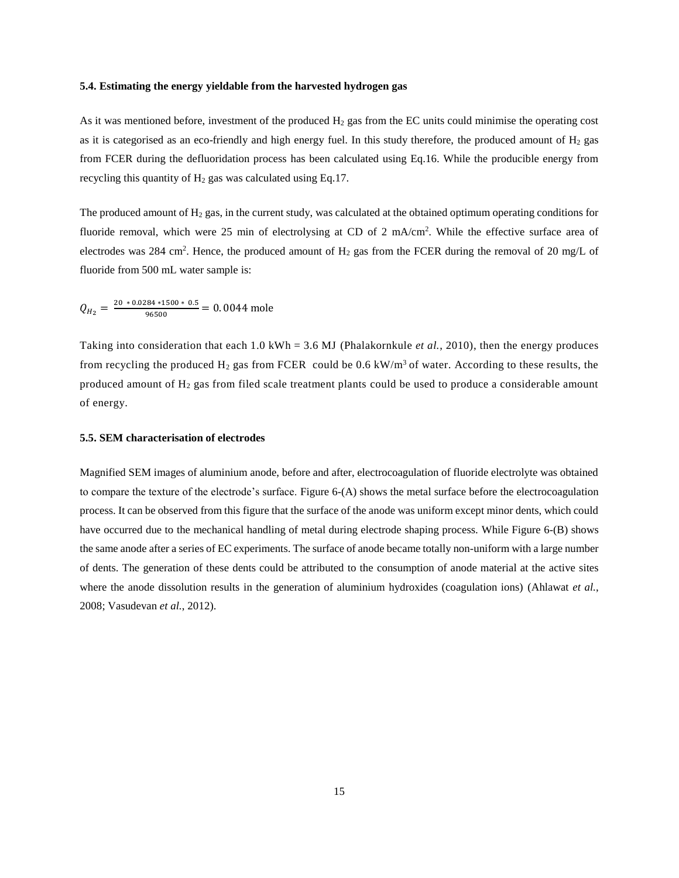### 5.4. Estimating the energy yieldable from the harvested hydrogen gas

As it was mentioned before, investment of the produced $H_2$ gas from the EC units could minimise the operating cost as it is categorised as an eco-friendly and high energy fuel. In this study therefore, the produced amount of $H_2$ gas from FCER during the defluoridation process has been calculated using Eq.16. While the producible energy from recycling this quantity of $H_2$ gas was calculated using Eq.17.

The produced amount of $H_2$ gas, in the current study, was calculated at the obtained optimum operating conditions for fluoride removal, which were 25 min of electrolysing at CD of 2 mA/cm$^2$. While the effective surface area of electrodes was 284 cm$^2$. Hence, the produced amount of $H_2$ gas from the FCER during the removal of 20 mg/L of fluoride from 500 mL water sample is:

$$Q_{H_2} = \frac{20 * 0.0284 * 1500 * 0.5}{96500} = 0.0044 \text{ mole}$$

Taking into consideration that each 1.0 kWh = 3.6 MJ (Phalakornkule *et al.*, 2010), then the energy produces from recycling the produced $H_2$ gas from FCER could be 0.6 kW/m$^3$ of water. According to these results, the produced amount of $H_2$ gas from filed scale treatment plants could be used to produce a considerable amount of energy.

### 5.5. SEM characterisation of electrodes

Magnified SEM images of aluminium anode, before and after, electrocoagulation of fluoride electrolyte was obtained to compare the texture of the electrode's surface. Figure 6-(A) shows the metal surface before the electrocoagulation process. It can be observed from this figure that the surface of the anode was uniform except minor dents, which could have occurred due to the mechanical handling of metal during electrode shaping process. While Figure 6-(B) shows the same anode after a series of EC experiments. The surface of anode became totally non-uniform with a large number of dents. The generation of these dents could be attributed to the consumption of anode material at the active sites where the anode dissolution results in the generation of aluminium hydroxides (coagulation ions) (Ahlawat *et al.*, 2008; Vasudevan *et al.*, 2012).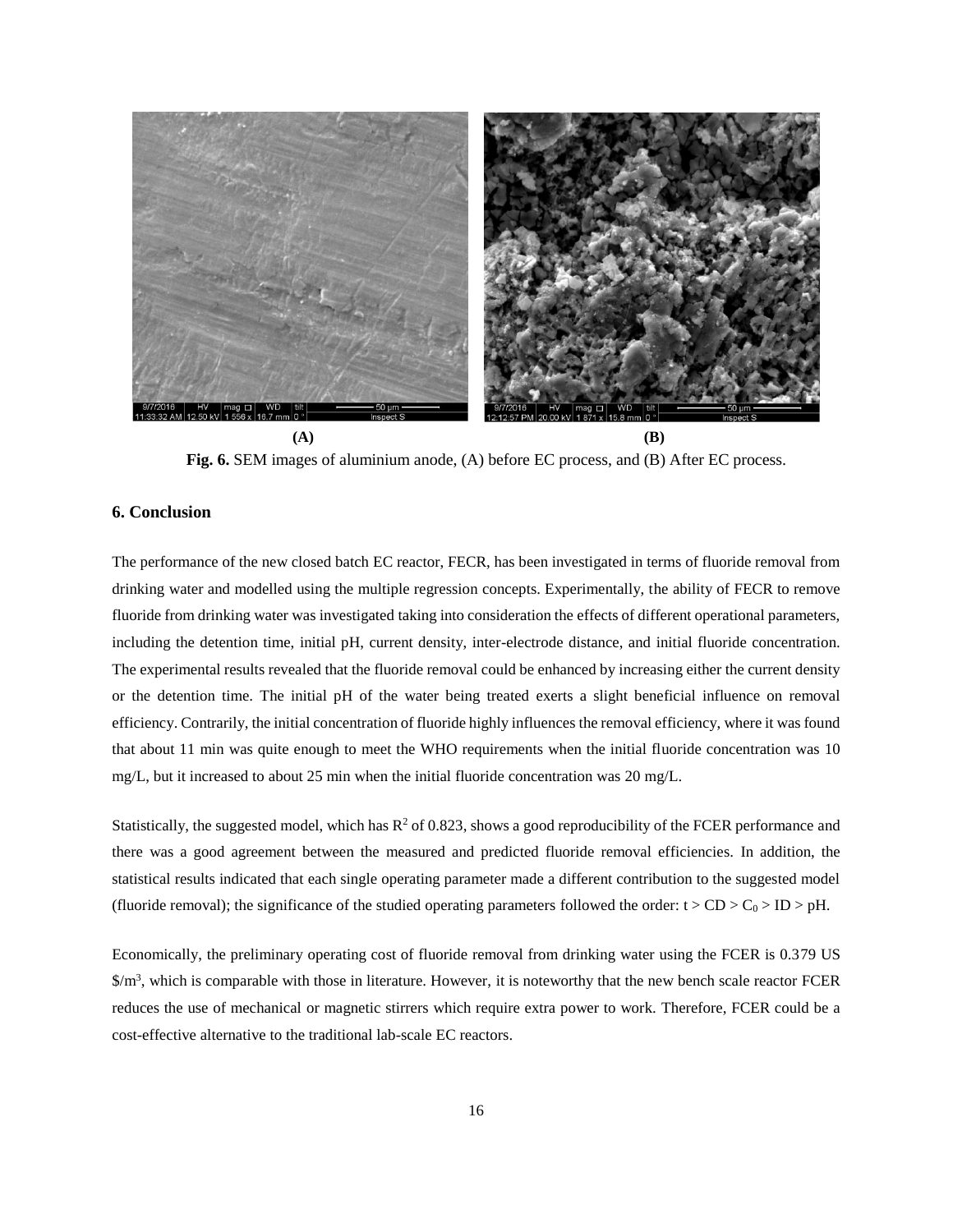(A) (B)

**Fig. 6.** SEM images of aluminium anode, (A) before EC process, and (B) After EC process.

## 6. Conclusion

The performance of the new closed batch EC reactor, FECR, has been investigated in terms of fluoride removal from drinking water and modelled using the multiple regression concepts. Experimentally, the ability of FECR to remove fluoride from drinking water was investigated taking into consideration the effects of different operational parameters, including the detention time, initial pH, current density, inter-electrode distance, and initial fluoride concentration. The experimental results revealed that the fluoride removal could be enhanced by increasing either the current density or the detention time. The initial pH of the water being treated exerts a slight beneficial influence on removal efficiency. Contrarily, the initial concentration of fluoride highly influences the removal efficiency, where it was found that about 11 min was quite enough to meet the WHO requirements when the initial fluoride concentration was 10 mg/L, but it increased to about 25 min when the initial fluoride concentration was 20 mg/L.

Statistically, the suggested model, which has $R^2$ of 0.823, shows a good reproducibility of the FCER performance and there was a good agreement between the measured and predicted fluoride removal efficiencies. In addition, the statistical results indicated that each single operating parameter made a different contribution to the suggested model (fluoride removal); the significance of the studied operating parameters followed the order: $t > CD > C_0 > ID > pH$.

Economically, the preliminary operating cost of fluoride removal from drinking water using the FCER is 0.379 US $/m^3$, which is comparable with those in literature. However, it is noteworthy that the new bench scale reactor FCER reduces the use of mechanical or magnetic stirrers which require extra power to work. Therefore, FCER could be a cost-effective alternative to the traditional lab-scale EC reactors.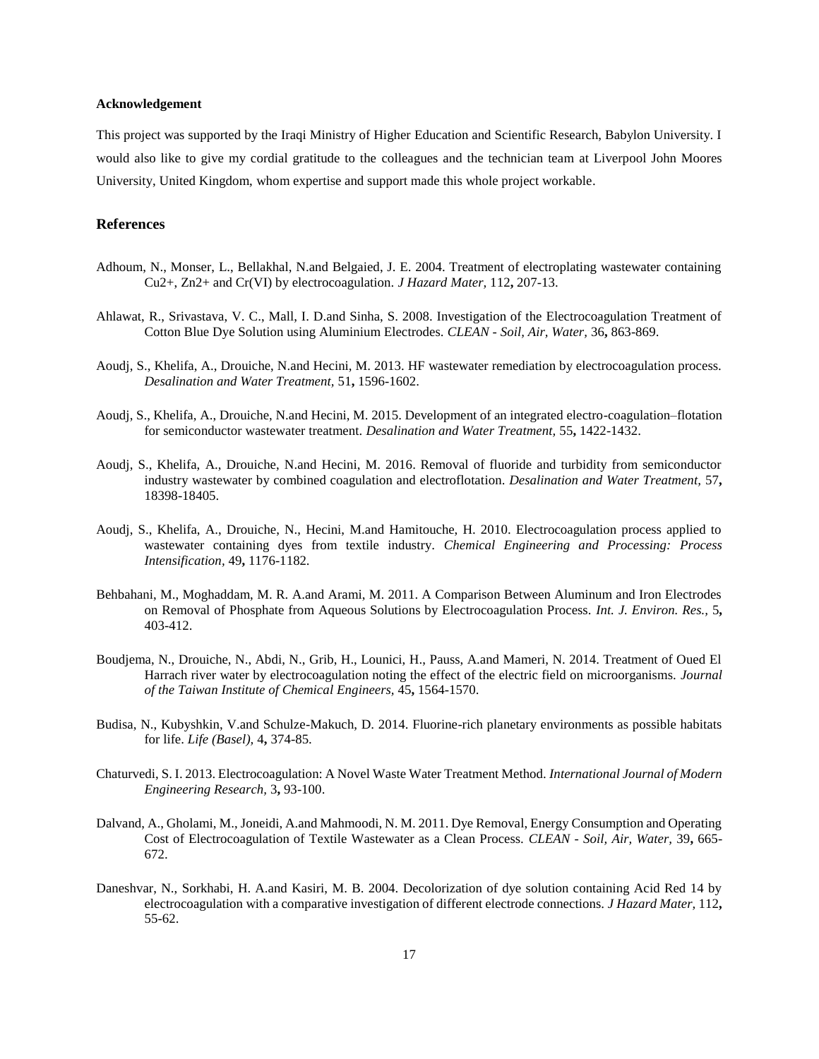**Acknowledgement**

This project was supported by the Iraqi Ministry of Higher Education and Scientific Research, Babylon University. I would also like to give my cordial gratitude to the colleagues and the technician team at Liverpool John Moores University, United Kingdom, whom expertise and support made this whole project workable.

## References

Adhoum, N., Monser, L., Bellakhal, N.and Belgaied, J. E. 2004. Treatment of electroplating wastewater containing Cu2+, Zn2+ and Cr(VI) by electrocoagulation. *J Hazard Mater,* 112**,** 207-13.

Ahlawat, R., Srivastava, V. C., Mall, I. D.and Sinha, S. 2008. Investigation of the Electrocoagulation Treatment of Cotton Blue Dye Solution using Aluminium Electrodes. *CLEAN - Soil, Air, Water,* 36**,** 863-869.

Aoudj, S., Khelifa, A., Drouiche, N.and Hecini, M. 2013. HF wastewater remediation by electrocoagulation process. *Desalination and Water Treatment,* 51**,** 1596-1602.

Aoudj, S., Khelifa, A., Drouiche, N.and Hecini, M. 2015. Development of an integrated electro-coagulation–flotation for semiconductor wastewater treatment. *Desalination and Water Treatment,* 55**,** 1422-1432.

Aoudj, S., Khelifa, A., Drouiche, N.and Hecini, M. 2016. Removal of fluoride and turbidity from semiconductor industry wastewater by combined coagulation and electroflotation. *Desalination and Water Treatment,* 57**,** 18398-18405.

Aoudj, S., Khelifa, A., Drouiche, N., Hecini, M.and Hamitouche, H. 2010. Electrocoagulation process applied to wastewater containing dyes from textile industry. *Chemical Engineering and Processing: Process Intensification,* 49**,** 1176-1182.

Behbahani, M., Moghaddam, M. R. A.and Arami, M. 2011. A Comparison Between Aluminum and Iron Electrodes on Removal of Phosphate from Aqueous Solutions by Electrocoagulation Process. *Int. J. Environ. Res.,* 5**,** 403-412.

Boudjema, N., Drouiche, N., Abdi, N., Grib, H., Lounici, H., Pauss, A.and Mameri, N. 2014. Treatment of Oued El Harrach river water by electrocoagulation noting the effect of the electric field on microorganisms. *Journal of the Taiwan Institute of Chemical Engineers,* 45**,** 1564-1570.

Budisa, N., Kubyshkin, V.and Schulze-Makuch, D. 2014. Fluorine-rich planetary environments as possible habitats for life. *Life (Basel),* 4**,** 374-85.

Chaturvedi, S. I. 2013. Electrocoagulation: A Novel Waste Water Treatment Method. *International Journal of Modern Engineering Research,* 3**,** 93-100.

Dalvand, A., Gholami, M., Joneidi, A.and Mahmoodi, N. M. 2011. Dye Removal, Energy Consumption and Operating Cost of Electrocoagulation of Textile Wastewater as a Clean Process. *CLEAN - Soil, Air, Water,* 39**,** 665-672.

Daneshvar, N., Sorkhabi, H. A.and Kasiri, M. B. 2004. Decolorization of dye solution containing Acid Red 14 by electrocoagulation with a comparative investigation of different electrode connections. *J Hazard Mater,* 112**,** 55-62.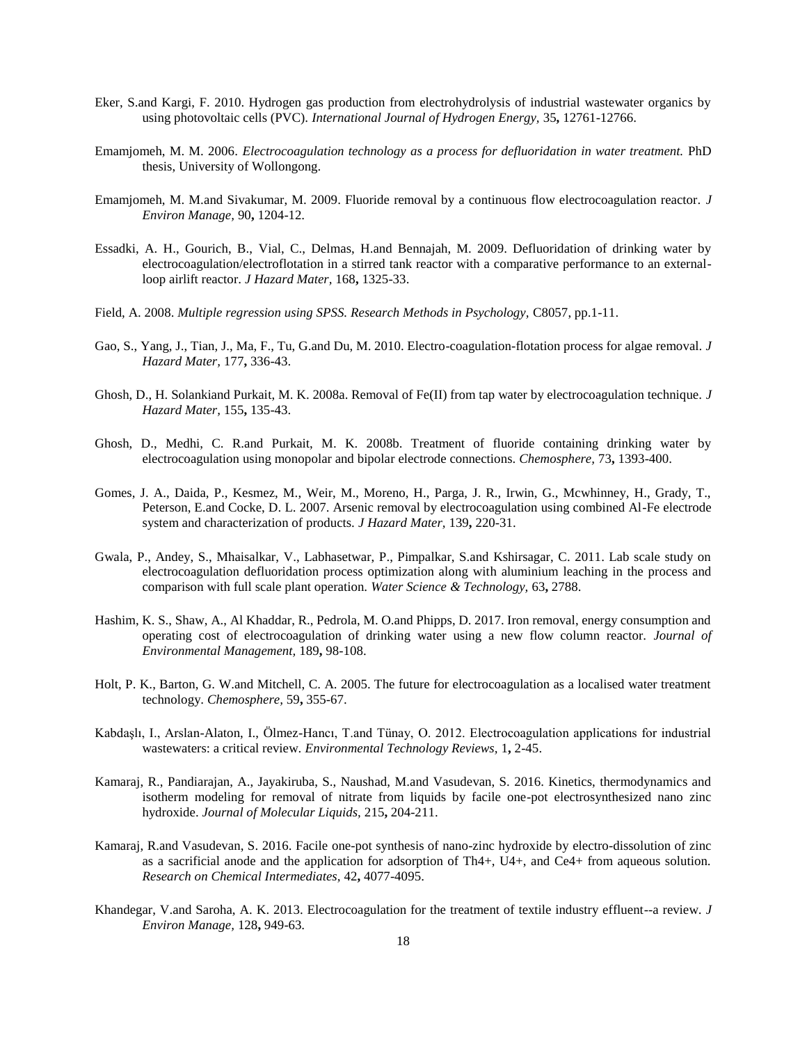Eker, S.and Kargi, F. 2010. Hydrogen gas production from electrohydrolysis of industrial wastewater organics by using photovoltaic cells (PVC). *International Journal of Hydrogen Energy,* 35**,** 12761-12766.

Emamjomeh, M. M. 2006. *Electrocoagulation technology as a process for defluoridation in water treatment.* PhD thesis, University of Wollongong.

Emamjomeh, M. M.and Sivakumar, M. 2009. Fluoride removal by a continuous flow electrocoagulation reactor. *J Environ Manage,* 90**,** 1204-12.

Essadki, A. H., Gourich, B., Vial, C., Delmas, H.and Bennajah, M. 2009. Defluoridation of drinking water by electrocoagulation/electroflotation in a stirred tank reactor with a comparative performance to an external-loop airlift reactor. *J Hazard Mater,* 168**,** 1325-33.

Field, A. 2008. *Multiple regression using SPSS. Research Methods in Psychology,* C8057, pp.1-11.

Gao, S., Yang, J., Tian, J., Ma, F., Tu, G.and Du, M. 2010. Electro-coagulation-flotation process for algae removal. *J Hazard Mater,* 177**,** 336-43.

Ghosh, D., H. Solankiand Purkait, M. K. 2008a. Removal of Fe(II) from tap water by electrocoagulation technique. *J Hazard Mater,* 155**,** 135-43.

Ghosh, D., Medhi, C. R.and Purkait, M. K. 2008b. Treatment of fluoride containing drinking water by electrocoagulation using monopolar and bipolar electrode connections. *Chemosphere,* 73**,** 1393-400.

Gomes, J. A., Daida, P., Kesmez, M., Weir, M., Moreno, H., Parga, J. R., Irwin, G., Mcwhinney, H., Grady, T., Peterson, E.and Cocke, D. L. 2007. Arsenic removal by electrocoagulation using combined Al-Fe electrode system and characterization of products. *J Hazard Mater,* 139**,** 220-31.

Gwala, P., Andey, S., Mhaisalkar, V., Labhasetwar, P., Pimpalkar, S.and Kshirsagar, C. 2011. Lab scale study on electrocoagulation defluoridation process optimization along with aluminium leaching in the process and comparison with full scale plant operation. *Water Science & Technology,* 63**,** 2788.

Hashim, K. S., Shaw, A., Al Khaddar, R., Pedrola, M. O.and Phipps, D. 2017. Iron removal, energy consumption and operating cost of electrocoagulation of drinking water using a new flow column reactor. *Journal of Environmental Management,* 189**,** 98-108.

Holt, P. K., Barton, G. W.and Mitchell, C. A. 2005. The future for electrocoagulation as a localised water treatment technology. *Chemosphere,* 59**,** 355-67.

Kabdaşlı, I., Arslan-Alaton, I., Ölmez-Hancı, T.and Tünay, O. 2012. Electrocoagulation applications for industrial wastewaters: a critical review. *Environmental Technology Reviews,* 1**,** 2-45.

Kamaraj, R., Pandiarajan, A., Jayakiruba, S., Naushad, M.and Vasudevan, S. 2016. Kinetics, thermodynamics and isotherm modeling for removal of nitrate from liquids by facile one-pot electrosynthesized nano zinc hydroxide. *Journal of Molecular Liquids,* 215**,** 204-211.

Kamaraj, R.and Vasudevan, S. 2016. Facile one-pot synthesis of nano-zinc hydroxide by electro-dissolution of zinc as a sacrificial anode and the application for adsorption of Th4+, U4+, and Ce4+ from aqueous solution. *Research on Chemical Intermediates,* 42**,** 4077-4095.

Khandegar, V.and Saroha, A. K. 2013. Electrocoagulation for the treatment of textile industry effluent--a review. *J Environ Manage,* 128**,** 949-63.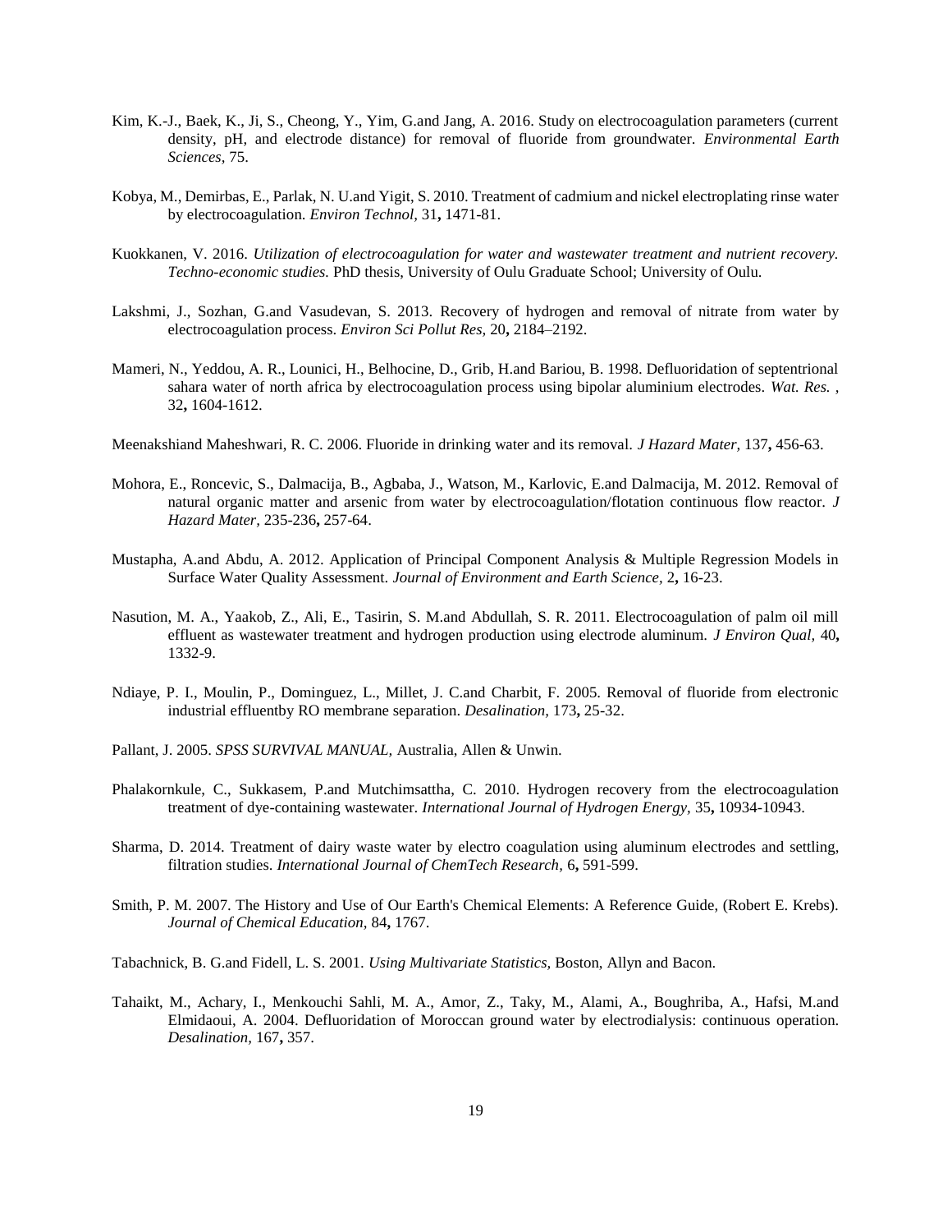Kim, K.-J., Baek, K., Ji, S., Cheong, Y., Yim, G.and Jang, A. 2016. Study on electrocoagulation parameters (current density, pH, and electrode distance) for removal of fluoride from groundwater. *Environmental Earth Sciences,* 75.

Kobya, M., Demirbas, E., Parlak, N. U.and Yigit, S. 2010. Treatment of cadmium and nickel electroplating rinse water by electrocoagulation. *Environ Technol,* 31**,** 1471-81.

Kuokkanen, V. 2016. *Utilization of electrocoagulation for water and wastewater treatment and nutrient recovery. Techno-economic studies.* PhD thesis, University of Oulu Graduate School; University of Oulu.

Lakshmi, J., Sozhan, G.and Vasudevan, S. 2013. Recovery of hydrogen and removal of nitrate from water by electrocoagulation process. *Environ Sci Pollut Res,* 20**,** 2184–2192.

Mameri, N., Yeddou, A. R., Lounici, H., Belhocine, D., Grib, H.and Bariou, B. 1998. Defluoridation of septentrional sahara water of north africa by electrocoagulation process using bipolar aluminium electrodes. *Wat. Res. ,* 32**,** 1604-1612.

Meenakshiand Maheshwari, R. C. 2006. Fluoride in drinking water and its removal. *J Hazard Mater,* 137**,** 456-63.

Mohora, E., Roncevic, S., Dalmacija, B., Agbaba, J., Watson, M., Karlovic, E.and Dalmacija, M. 2012. Removal of natural organic matter and arsenic from water by electrocoagulation/flotation continuous flow reactor. *J Hazard Mater,* 235-236**,** 257-64.

Mustapha, A.and Abdu, A. 2012. Application of Principal Component Analysis & Multiple Regression Models in Surface Water Quality Assessment. *Journal of Environment and Earth Science,* 2**,** 16-23.

Nasution, M. A., Yaakob, Z., Ali, E., Tasirin, S. M.and Abdullah, S. R. 2011. Electrocoagulation of palm oil mill effluent as wastewater treatment and hydrogen production using electrode aluminum. *J Environ Qual,* 40**,** 1332-9.

Ndiaye, P. I., Moulin, P., Dominguez, L., Millet, J. C.and Charbit, F. 2005. Removal of fluoride from electronic industrial effluentby RO membrane separation. *Desalination,* 173**,** 25-32.

Pallant, J. 2005. *SPSS SURVIVAL MANUAL,* Australia, Allen & Unwin.

Phalakornkule, C., Sukkasem, P.and Mutchimsattha, C. 2010. Hydrogen recovery from the electrocoagulation treatment of dye-containing wastewater. *International Journal of Hydrogen Energy,* 35**,** 10934-10943.

Sharma, D. 2014. Treatment of dairy waste water by electro coagulation using aluminum electrodes and settling, filtration studies. *International Journal of ChemTech Research,* 6**,** 591-599.

Smith, P. M. 2007. The History and Use of Our Earth's Chemical Elements: A Reference Guide, (Robert E. Krebs). *Journal of Chemical Education,* 84**,** 1767.

Tabachnick, B. G.and Fidell, L. S. 2001. *Using Multivariate Statistics,* Boston, Allyn and Bacon.

Tahaikt, M., Achary, I., Menkouchi Sahli, M. A., Amor, Z., Taky, M., Alami, A., Boughriba, A., Hafsi, M.and Elmidaoui, A. 2004. Defluoridation of Moroccan ground water by electrodialysis: continuous operation. *Desalination,* 167**,** 357.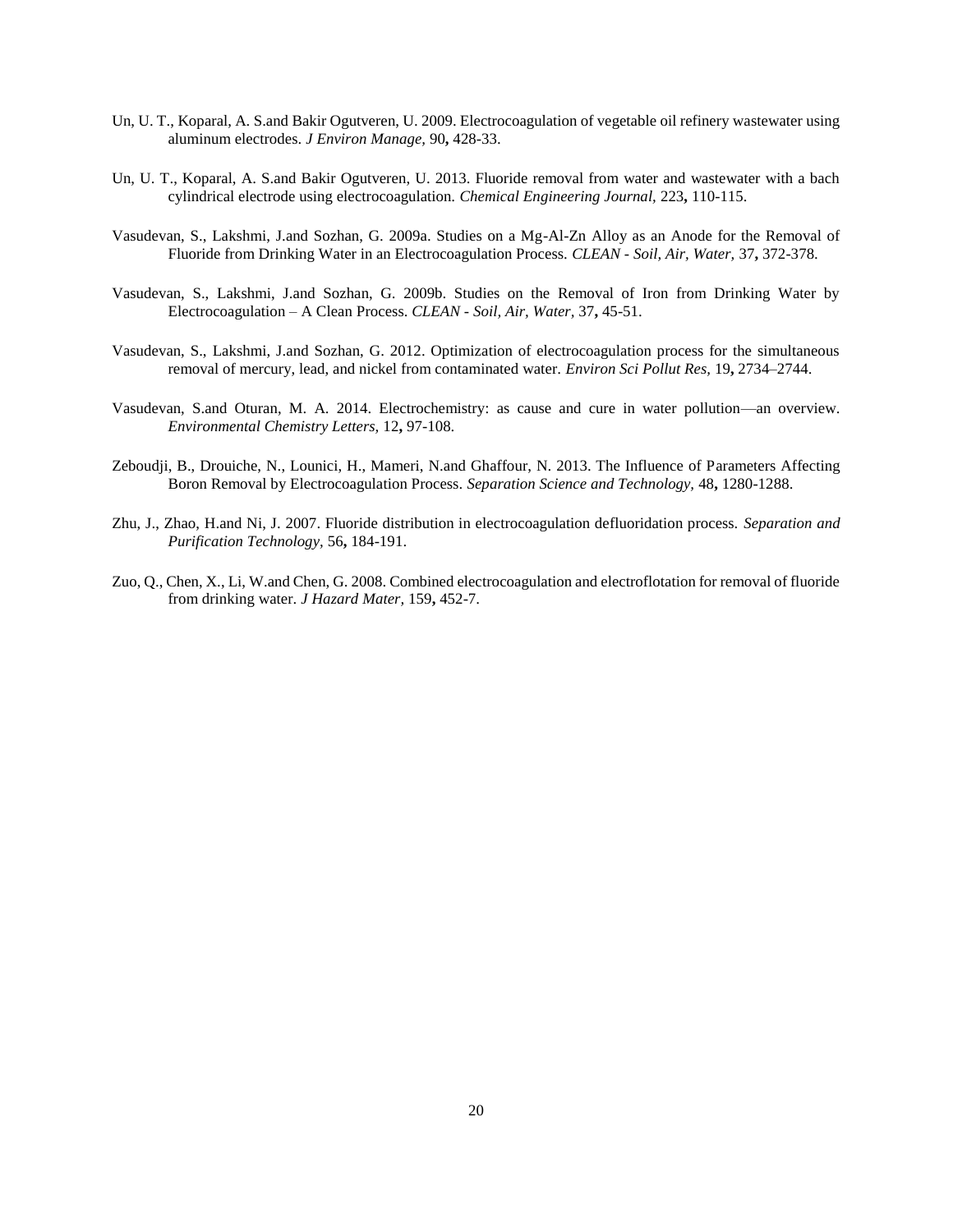Un, U. T., Koparal, A. S.and Bakir Ogutveren, U. 2009. Electrocoagulation of vegetable oil refinery wastewater using aluminum electrodes. *J Environ Manage,* 90**,** 428-33.

Un, U. T., Koparal, A. S.and Bakir Ogutveren, U. 2013. Fluoride removal from water and wastewater with a bach cylindrical electrode using electrocoagulation. *Chemical Engineering Journal,* 223**,** 110-115.

Vasudevan, S., Lakshmi, J.and Sozhan, G. 2009a. Studies on a Mg-Al-Zn Alloy as an Anode for the Removal of Fluoride from Drinking Water in an Electrocoagulation Process. *CLEAN - Soil, Air, Water,* 37**,** 372-378.

Vasudevan, S., Lakshmi, J.and Sozhan, G. 2009b. Studies on the Removal of Iron from Drinking Water by Electrocoagulation – A Clean Process. *CLEAN - Soil, Air, Water,* 37**,** 45-51.

Vasudevan, S., Lakshmi, J.and Sozhan, G. 2012. Optimization of electrocoagulation process for the simultaneous removal of mercury, lead, and nickel from contaminated water. *Environ Sci Pollut Res,* 19**,** 2734–2744.

Vasudevan, S.and Oturan, M. A. 2014. Electrochemistry: as cause and cure in water pollution—an overview. *Environmental Chemistry Letters,* 12**,** 97-108.

Zeboudji, B., Drouiche, N., Lounici, H., Mameri, N.and Ghaffour, N. 2013. The Influence of Parameters Affecting Boron Removal by Electrocoagulation Process. *Separation Science and Technology,* 48**,** 1280-1288.

Zhu, J., Zhao, H.and Ni, J. 2007. Fluoride distribution in electrocoagulation defluoridation process. *Separation and Purification Technology,* 56**,** 184-191.

Zuo, Q., Chen, X., Li, W.and Chen, G. 2008. Combined electrocoagulation and electroflotation for removal of fluoride from drinking water. *J Hazard Mater,* 159**,** 452-7.